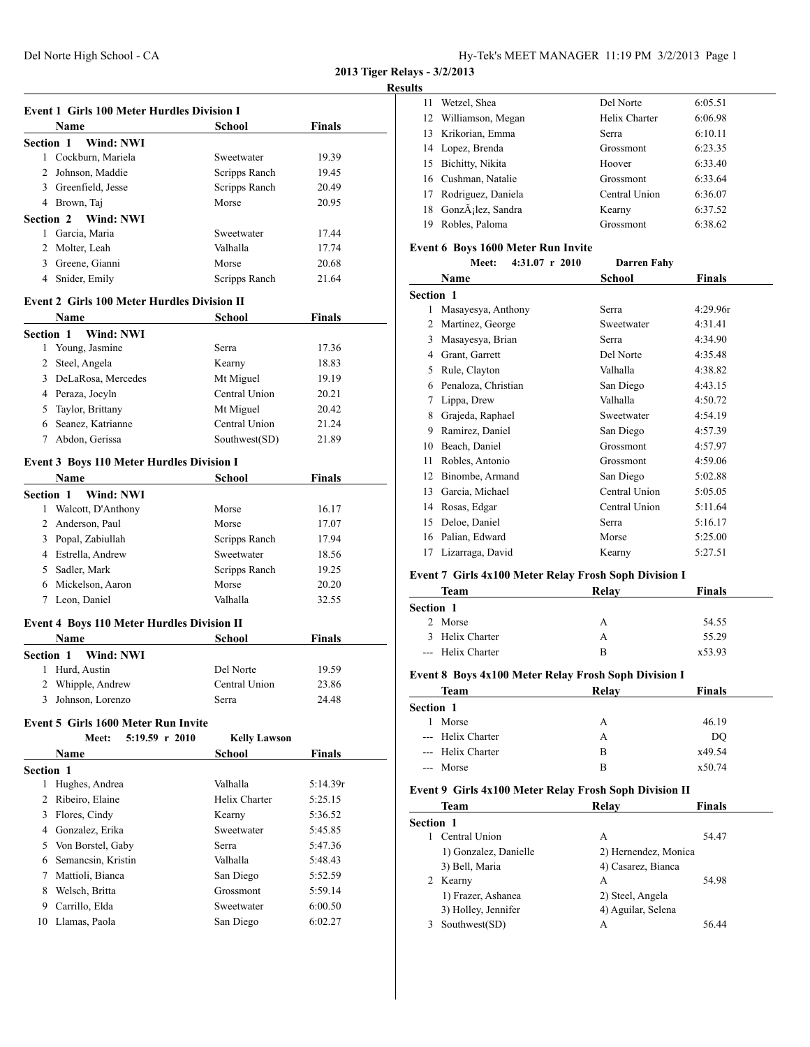**2013 Tiger Relays - 3/2/2013**

**Results**

### Event 1 Girls 100 Meter Hurdles Division I

| | Name | School | Finals |
|---|---|---|---|
| **Section 1 Wind: NWI** | | | |
| 1 | Cockburn, Mariela | Sweetwater | 19.39 |
| 2 | Johnson, Maddie | Scripps Ranch | 19.45 |
| 3 | Greenfield, Jesse | Scripps Ranch | 20.49 |
| 4 | Brown, Taj | Morse | 20.95 |
| **Section 2 Wind: NWI** | | | |
| 1 | Garcia, Maria | Sweetwater | 17.44 |
| 2 | Molter, Leah | Valhalla | 17.74 |
| 3 | Greene, Gianni | Morse | 20.68 |
| 4 | Snider, Emily | Scripps Ranch | 21.64 |

### Event 2 Girls 100 Meter Hurdles Division II

| | Name | School | Finals |
|---|---|---|---|
| **Section 1 Wind: NWI** | | | |
| 1 | Young, Jasmine | Serra | 17.36 |
| 2 | Steel, Angela | Kearny | 18.83 |
| 3 | DeLaRosa, Mercedes | Mt Miguel | 19.19 |
| 4 | Peraza, Jocyln | Central Union | 20.21 |
| 5 | Taylor, Brittany | Mt Miguel | 20.42 |
| 6 | Seanez, Katrianne | Central Union | 21.24 |
| 7 | Abdon, Gerissa | Southwest(SD) | 21.89 |

### Event 3 Boys 110 Meter Hurdles Division I

| | Name | School | Finals |
|---|---|---|---|
| **Section 1 Wind: NWI** | | | |
| 1 | Walcott, D'Anthony | Morse | 16.17 |
| 2 | Anderson, Paul | Morse | 17.07 |
| 3 | Popal, Zabiullah | Scripps Ranch | 17.94 |
| 4 | Estrella, Andrew | Sweetwater | 18.56 |
| 5 | Sadler, Mark | Scripps Ranch | 19.25 |
| 6 | Mickelson, Aaron | Morse | 20.20 |
| 7 | Leon, Daniel | Valhalla | 32.55 |

### Event 4 Boys 110 Meter Hurdles Division II

| | Name | School | Finals |
|---|---|---|---|
| **Section 1 Wind: NWI** | | | |
| 1 | Hurd, Austin | Del Norte | 19.59 |
| 2 | Whipple, Andrew | Central Union | 23.86 |
| 3 | Johnson, Lorenzo | Serra | 24.48 |

### Event 5 Girls 1600 Meter Run Invite

Meet: 5:19.59 r 2010 Kelly Lawson

| | Name | School | Finals |
|---|---|---|---|
| **Section 1** | | | |
| 1 | Hughes, Andrea | Valhalla | 5:14.39r |
| 2 | Ribeiro, Elaine | Helix Charter | 5:25.15 |
| 3 | Flores, Cindy | Kearny | 5:36.52 |
| 4 | Gonzalez, Erika | Sweetwater | 5:45.85 |
| 5 | Von Borstel, Gaby | Serra | 5:47.36 |
| 6 | Semancsin, Kristin | Valhalla | 5:48.43 |
| 7 | Mattioli, Bianca | San Diego | 5:52.59 |
| 8 | Welsch, Britta | Grossmont | 5:59.14 |
| 9 | Carrillo, Elda | Sweetwater | 6:00.50 |
| 10 | Llamas, Paola | San Diego | 6:02.27 |
| 11 | Wetzel, Shea | Del Norte | 6:05.51 |
| 12 | Williamson, Megan | Helix Charter | 6:06.98 |
| 13 | Krikorian, Emma | Serra | 6:10.11 |
| 14 | Lopez, Brenda | Grossmont | 6:23.35 |
| 15 | Bichitty, Nikita | Hoover | 6:33.40 |
| 16 | Cushman, Natalie | Grossmont | 6:33.64 |
| 17 | Rodriguez, Daniela | Central Union | 6:36.07 |
| 18 | GonzÃ¡lez, Sandra | Kearny | 6:37.52 |
| 19 | Robles, Paloma | Grossmont | 6:38.62 |

### Event 6 Boys 1600 Meter Run Invite

Meet: 4:31.07 r 2010 Darren Fahy

| | Name | School | Finals |
|---|---|---|---|
| **Section 1** | | | |
| 1 | Masayesya, Anthony | Serra | 4:29.96r |
| 2 | Martinez, George | Sweetwater | 4:31.41 |
| 3 | Masayesya, Brian | Serra | 4:34.90 |
| 4 | Grant, Garrett | Del Norte | 4:35.48 |
| 5 | Rule, Clayton | Valhalla | 4:38.82 |
| 6 | Penaloza, Christian | San Diego | 4:43.15 |
| 7 | Lippa, Drew | Valhalla | 4:50.72 |
| 8 | Grajeda, Raphael | Sweetwater | 4:54.19 |
| 9 | Ramirez, Daniel | San Diego | 4:57.39 |
| 10 | Beach, Daniel | Grossmont | 4:57.97 |
| 11 | Robles, Antonio | Grossmont | 4:59.06 |
| 12 | Binombe, Armand | San Diego | 5:02.88 |
| 13 | Garcia, Michael | Central Union | 5:05.05 |
| 14 | Rosas, Edgar | Central Union | 5:11.64 |
| 15 | Deloe, Daniel | Serra | 5:16.17 |
| 16 | Palian, Edward | Morse | 5:25.00 |
| 17 | Lizarraga, David | Kearny | 5:27.51 |

### Event 7 Girls 4x100 Meter Relay Frosh Soph Division I

| | Team | Relay | Finals |
|---|---|---|---|
| **Section 1** | | | |
| 2 | Morse | A | 54.55 |
| 3 | Helix Charter | A | 55.29 |
| --- | Helix Charter | B | x53.93 |

### Event 8 Boys 4x100 Meter Relay Frosh Soph Division I

| | Team | Relay | Finals |
|---|---|---|---|
| **Section 1** | | | |
| 1 | Morse | A | 46.19 |
| --- | Helix Charter | A | DQ |
| --- | Helix Charter | B | x49.54 |
| --- | Morse | B | x50.74 |

### Event 9 Girls 4x100 Meter Relay Frosh Soph Division II

| | Team | Relay | Finals |
|---|---|---|---|
| **Section 1** | | | |
| 1 | Central Union | A | 54.47 |
| | 1) Gonzalez, Danielle | 2) Hernendez, Monica | |
| | 3) Bell, Maria | 4) Casarez, Bianca | |
| 2 | Kearny | A | 54.98 |
| | 1) Frazer, Ashanea | 2) Steel, Angela | |
| | 3) Holley, Jennifer | 4) Aguilar, Selena | |
| 3 | Southwest(SD) | A | 56.44 |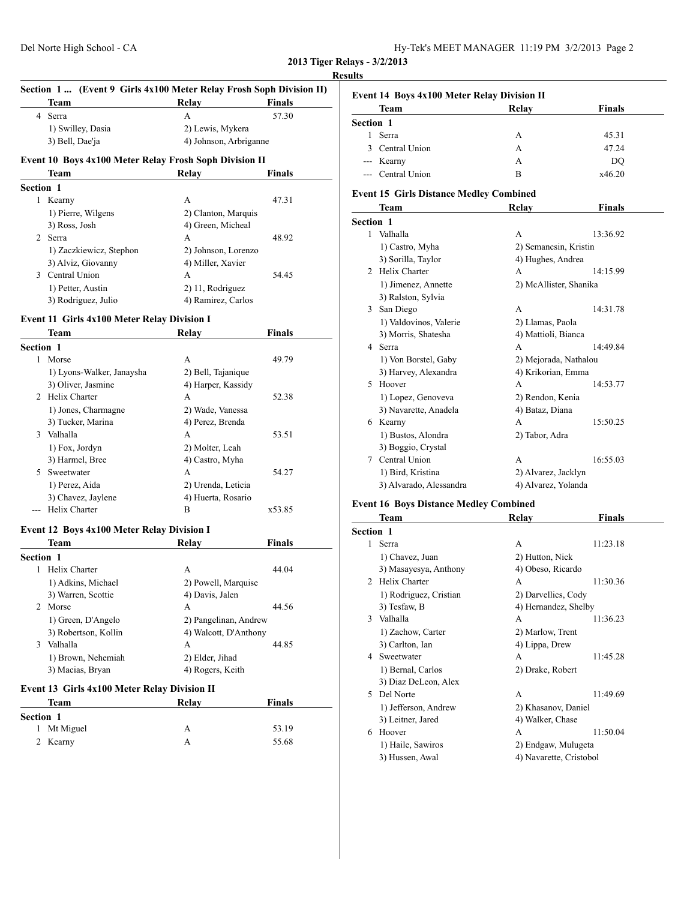**2013 Tiger Relays - 3/2/2013**

**Results**

### Section 1 ... (Event 9 Girls 4x100 Meter Relay Frosh Soph Division II)

| | Team | Relay | Finals |
|---|---|---|---|
| 4 | Serra | A | 57.30 |
| | 1) Swilley, Dasia | 2) Lewis, Mykera | |
| | 3) Bell, Dae'ja | 4) Johnson, Arbriganne | |

### Event 10 Boys 4x100 Meter Relay Frosh Soph Division II

| | Team | Relay | Finals |
|---|---|---|---|
| **Section 1** | | | |
| 1 | Kearny | A | 47.31 |
| | 1) Pierre, Wilgens | 2) Clanton, Marquis | |
| | 3) Ross, Josh | 4) Green, Micheal | |
| 2 | Serra | A | 48.92 |
| | 1) Zaczkiewicz, Stephon | 2) Johnson, Lorenzo | |
| | 3) Alviz, Giovanny | 4) Miller, Xavier | |
| 3 | Central Union | A | 54.45 |
| | 1) Petter, Austin | 2) 11, Rodriguez | |
| | 3) Rodriguez, Julio | 4) Ramirez, Carlos | |

### Event 11 Girls 4x100 Meter Relay Division I

| | Team | Relay | Finals |
|---|---|---|---|
| **Section 1** | | | |
| 1 | Morse | A | 49.79 |
| | 1) Lyons-Walker, Janaysha | 2) Bell, Tajanique | |
| | 3) Oliver, Jasmine | 4) Harper, Kassidy | |
| 2 | Helix Charter | A | 52.38 |
| | 1) Jones, Charmagne | 2) Wade, Vanessa | |
| | 3) Tucker, Marina | 4) Perez, Brenda | |
| 3 | Valhalla | A | 53.51 |
| | 1) Fox, Jordyn | 2) Molter, Leah | |
| | 3) Harmel, Bree | 4) Castro, Myha | |
| 5 | Sweetwater | A | 54.27 |
| | 1) Perez, Aida | 2) Urenda, Leticia | |
| | 3) Chavez, Jaylene | 4) Huerta, Rosario | |
| --- | Helix Charter | B | x53.85 |

### Event 12 Boys 4x100 Meter Relay Division I

| | Team | Relay | Finals |
|---|---|---|---|
| **Section 1** | | | |
| 1 | Helix Charter | A | 44.04 |
| | 1) Adkins, Michael | 2) Powell, Marquise | |
| | 3) Warren, Scottie | 4) Davis, Jalen | |
| 2 | Morse | A | 44.56 |
| | 1) Green, D'Angelo | 2) Pangelinan, Andrew | |
| | 3) Robertson, Kollin | 4) Walcott, D'Anthony | |
| 3 | Valhalla | A | 44.85 |
| | 1) Brown, Nehemiah | 2) Elder, Jihad | |
| | 3) Macias, Bryan | 4) Rogers, Keith | |

### Event 13 Girls 4x100 Meter Relay Division II

| | Team | Relay | Finals |
|---|---|---|---|
| **Section 1** | | | |
| 1 | Mt Miguel | A | 53.19 |
| 2 | Kearny | A | 55.68 |

### Event 14 Boys 4x100 Meter Relay Division II

| | Team | Relay | Finals |
|---|---|---|---|
| **Section 1** | | | |
| 1 | Serra | A | 45.31 |
| 3 | Central Union | A | 47.24 |
| --- | Kearny | A | DQ |
| --- | Central Union | B | x46.20 |

### Event 15 Girls Distance Medley Combined

| | Team | Relay | Finals |
|---|---|---|---|
| **Section 1** | | | |
| 1 | Valhalla | A | 13:36.92 |
| | 1) Castro, Myha | 2) Semancsin, Kristin | |
| | 3) Sorilla, Taylor | 4) Hughes, Andrea | |
| 2 | Helix Charter | A | 14:15.99 |
| | 1) Jimenez, Annette | 2) McAllister, Shanika | |
| | 3) Ralston, Sylvia | | |
| 3 | San Diego | A | 14:31.78 |
| | 1) Valdovinos, Valerie | 2) Llamas, Paola | |
| | 3) Morris, Shatesha | 4) Mattioli, Bianca | |
| 4 | Serra | A | 14:49.84 |
| | 1) Von Borstel, Gaby | 2) Mejorada, Nathalou | |
| | 3) Harvey, Alexandra | 4) Krikorian, Emma | |
| 5 | Hoover | A | 14:53.77 |
| | 1) Lopez, Genoveva | 2) Rendon, Kenia | |
| | 3) Navarette, Anadela | 4) Bataz, Diana | |
| 6 | Kearny | A | 15:50.25 |
| | 1) Bustos, Alondra | 2) Tabor, Adra | |
| | 3) Boggio, Crystal | | |
| 7 | Central Union | A | 16:55.03 |
| | 1) Bird, Kristina | 2) Alvarez, Jacklyn | |
| | 3) Alvarado, Alessandra | 4) Alvarez, Yolanda | |

### Event 16 Boys Distance Medley Combined

| | Team | Relay | Finals |
|---|---|---|---|
| **Section 1** | | | |
| 1 | Serra | A | 11:23.18 |
| | 1) Chavez, Juan | 2) Hutton, Nick | |
| | 3) Masayesya, Anthony | 4) Obeso, Ricardo | |
| 2 | Helix Charter | A | 11:30.36 |
| | 1) Rodriguez, Cristian | 2) Darvellics, Cody | |
| | 3) Tesfaw, B | 4) Hernandez, Shelby | |
| 3 | Valhalla | A | 11:36.23 |
| | 1) Zachow, Carter | 2) Marlow, Trent | |
| | 3) Carlton, Ian | 4) Lippa, Drew | |
| 4 | Sweetwater | A | 11:45.28 |
| | 1) Bernal, Carlos | 2) Drake, Robert | |
| | 3) Diaz DeLeon, Alex | | |
| 5 | Del Norte | A | 11:49.69 |
| | 1) Jefferson, Andrew | 2) Khasanov, Daniel | |
| | 3) Leitner, Jared | 4) Walker, Chase | |
| 6 | Hoover | A | 11:50.04 |
| | 1) Haile, Sawiros | 2) Endgaw, Mulugeta | |
| | 3) Hussen, Awal | 4) Navarette, Cristobol | |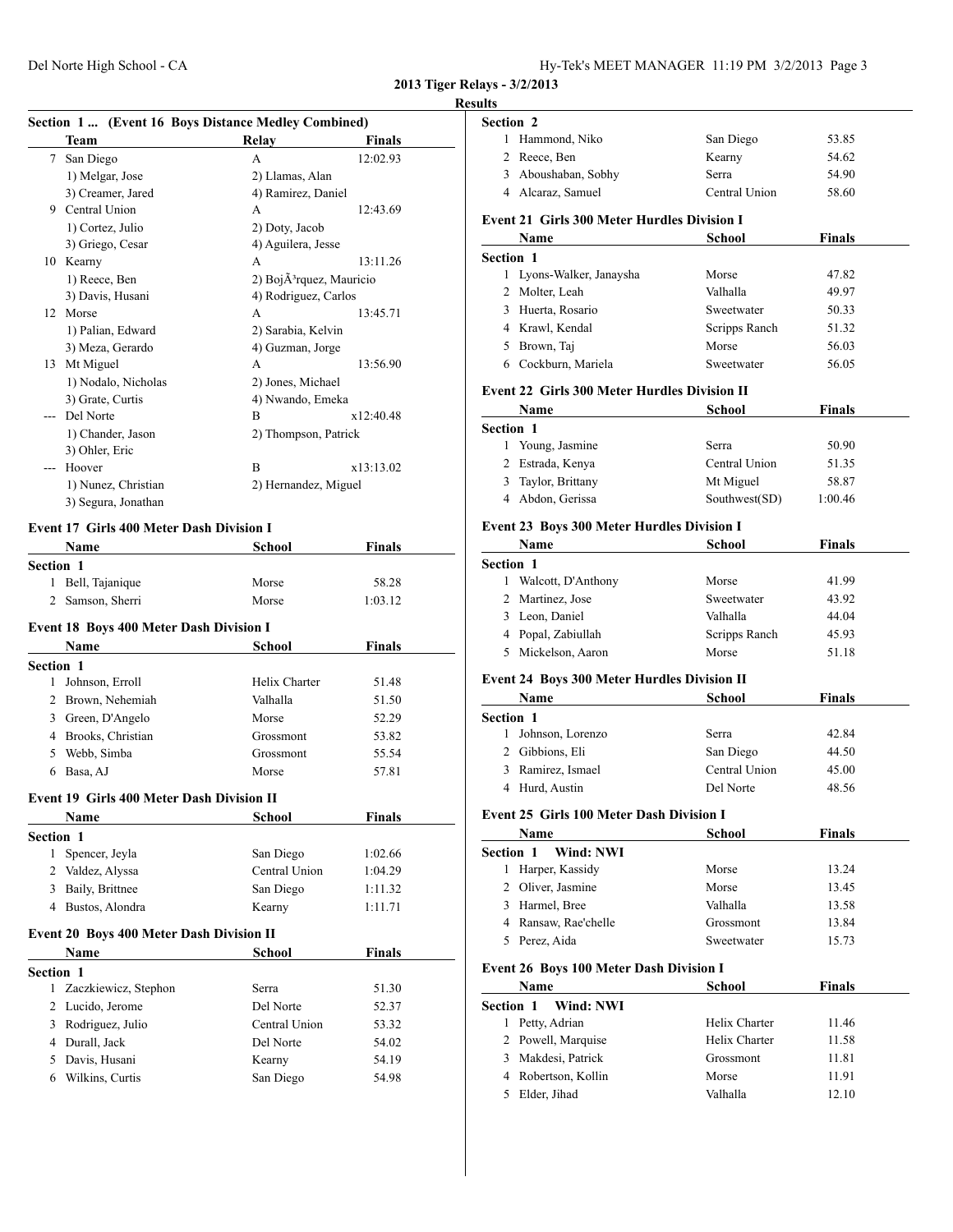## 2013 Tiger Relays - 3/2/2013

### Results

**Section 1 ... (Event 16 Boys Distance Medley Combined)**

| | Team | Relay | Finals |
|---|---|---|---|
| 7 | San Diego | A | 12:02.93 |
| | 1) Melgar, Jose | 2) Llamas, Alan | |
| | 3) Creamer, Jared | 4) Ramirez, Daniel | |
| 9 | Central Union | A | 12:43.69 |
| | 1) Cortez, Julio | 2) Doty, Jacob | |
| | 3) Griego, Cesar | 4) Aguilera, Jesse | |
| 10 | Kearny | A | 13:11.26 |
| | 1) Reece, Ben | 2) BojÃ³rquez, Mauricio | |
| | 3) Davis, Husani | 4) Rodriguez, Carlos | |
| 12 | Morse | A | 13:45.71 |
| | 1) Palian, Edward | 2) Sarabia, Kelvin | |
| | 3) Meza, Gerardo | 4) Guzman, Jorge | |
| 13 | Mt Miguel | A | 13:56.90 |
| | 1) Nodalo, Nicholas | 2) Jones, Michael | |
| | 3) Grate, Curtis | 4) Nwando, Emeka | |
| --- | Del Norte | B | x12:40.48 |
| | 1) Chander, Jason | 2) Thompson, Patrick | |
| | 3) Ohler, Eric | | |
| --- | Hoover | B | x13:13.02 |
| | 1) Nunez, Christian | 2) Hernandez, Miguel | |
| | 3) Segura, Jonathan | | |

**Event 17 Girls 400 Meter Dash Division I**

| | Name | School | Finals |
|---|---|---|---|
| **Section 1** | | | |
| 1 | Bell, Tajanique | Morse | 58.28 |
| 2 | Samson, Sherri | Morse | 1:03.12 |

**Event 18 Boys 400 Meter Dash Division I**

| | Name | School | Finals |
|---|---|---|---|
| **Section 1** | | | |
| 1 | Johnson, Erroll | Helix Charter | 51.48 |
| 2 | Brown, Nehemiah | Valhalla | 51.50 |
| 3 | Green, D'Angelo | Morse | 52.29 |
| 4 | Brooks, Christian | Grossmont | 53.82 |
| 5 | Webb, Simba | Grossmont | 55.54 |
| 6 | Basa, AJ | Morse | 57.81 |

**Event 19 Girls 400 Meter Dash Division II**

| | Name | School | Finals |
|---|---|---|---|
| **Section 1** | | | |
| 1 | Spencer, Jeyla | San Diego | 1:02.66 |
| 2 | Valdez, Alyssa | Central Union | 1:04.29 |
| 3 | Baily, Brittnee | San Diego | 1:11.32 |
| 4 | Bustos, Alondra | Kearny | 1:11.71 |

**Event 20 Boys 400 Meter Dash Division II**

| | Name | School | Finals |
|---|---|---|---|
| **Section 1** | | | |
| 1 | Zaczkiewicz, Stephon | Serra | 51.30 |
| 2 | Lucido, Jerome | Del Norte | 52.37 |
| 3 | Rodriguez, Julio | Central Union | 53.32 |
| 4 | Durall, Jack | Del Norte | 54.02 |
| 5 | Davis, Husani | Kearny | 54.19 |
| 6 | Wilkins, Curtis | San Diego | 54.98 |
| **Section 2** | | | |
| 1 | Hammond, Niko | San Diego | 53.85 |
| 2 | Reece, Ben | Kearny | 54.62 |
| 3 | Aboushaban, Sobhy | Serra | 54.90 |
| 4 | Alcaraz, Samuel | Central Union | 58.60 |

**Event 21 Girls 300 Meter Hurdles Division I**

| | Name | School | Finals |
|---|---|---|---|
| **Section 1** | | | |
| 1 | Lyons-Walker, Janaysha | Morse | 47.82 |
| 2 | Molter, Leah | Valhalla | 49.97 |
| 3 | Huerta, Rosario | Sweetwater | 50.33 |
| 4 | Krawl, Kendal | Scripps Ranch | 51.32 |
| 5 | Brown, Taj | Morse | 56.03 |
| 6 | Cockburn, Mariela | Sweetwater | 56.05 |

**Event 22 Girls 300 Meter Hurdles Division II**

| | Name | School | Finals |
|---|---|---|---|
| **Section 1** | | | |
| 1 | Young, Jasmine | Serra | 50.90 |
| 2 | Estrada, Kenya | Central Union | 51.35 |
| 3 | Taylor, Brittany | Mt Miguel | 58.87 |
| 4 | Abdon, Gerissa | Southwest(SD) | 1:00.46 |

**Event 23 Boys 300 Meter Hurdles Division I**

| | Name | School | Finals |
|---|---|---|---|
| **Section 1** | | | |
| 1 | Walcott, D'Anthony | Morse | 41.99 |
| 2 | Martinez, Jose | Sweetwater | 43.92 |
| 3 | Leon, Daniel | Valhalla | 44.04 |
| 4 | Popal, Zabiullah | Scripps Ranch | 45.93 |
| 5 | Mickelson, Aaron | Morse | 51.18 |

**Event 24 Boys 300 Meter Hurdles Division II**

| | Name | School | Finals |
|---|---|---|---|
| **Section 1** | | | |
| 1 | Johnson, Lorenzo | Serra | 42.84 |
| 2 | Gibbions, Eli | San Diego | 44.50 |
| 3 | Ramirez, Ismael | Central Union | 45.00 |
| 4 | Hurd, Austin | Del Norte | 48.56 |

**Event 25 Girls 100 Meter Dash Division I**

| | Name | School | Finals |
|---|---|---|---|
| **Section 1 Wind: NWI** | | | |
| 1 | Harper, Kassidy | Morse | 13.24 |
| 2 | Oliver, Jasmine | Morse | 13.45 |
| 3 | Harmel, Bree | Valhalla | 13.58 |
| 4 | Ransaw, Rae'chelle | Grossmont | 13.84 |
| 5 | Perez, Aida | Sweetwater | 15.73 |

**Event 26 Boys 100 Meter Dash Division I**

| | Name | School | Finals |
|---|---|---|---|
| **Section 1 Wind: NWI** | | | |
| 1 | Petty, Adrian | Helix Charter | 11.46 |
| 2 | Powell, Marquise | Helix Charter | 11.58 |
| 3 | Makdesi, Patrick | Grossmont | 11.81 |
| 4 | Robertson, Kollin | Morse | 11.91 |
| 5 | Elder, Jihad | Valhalla | 12.10 |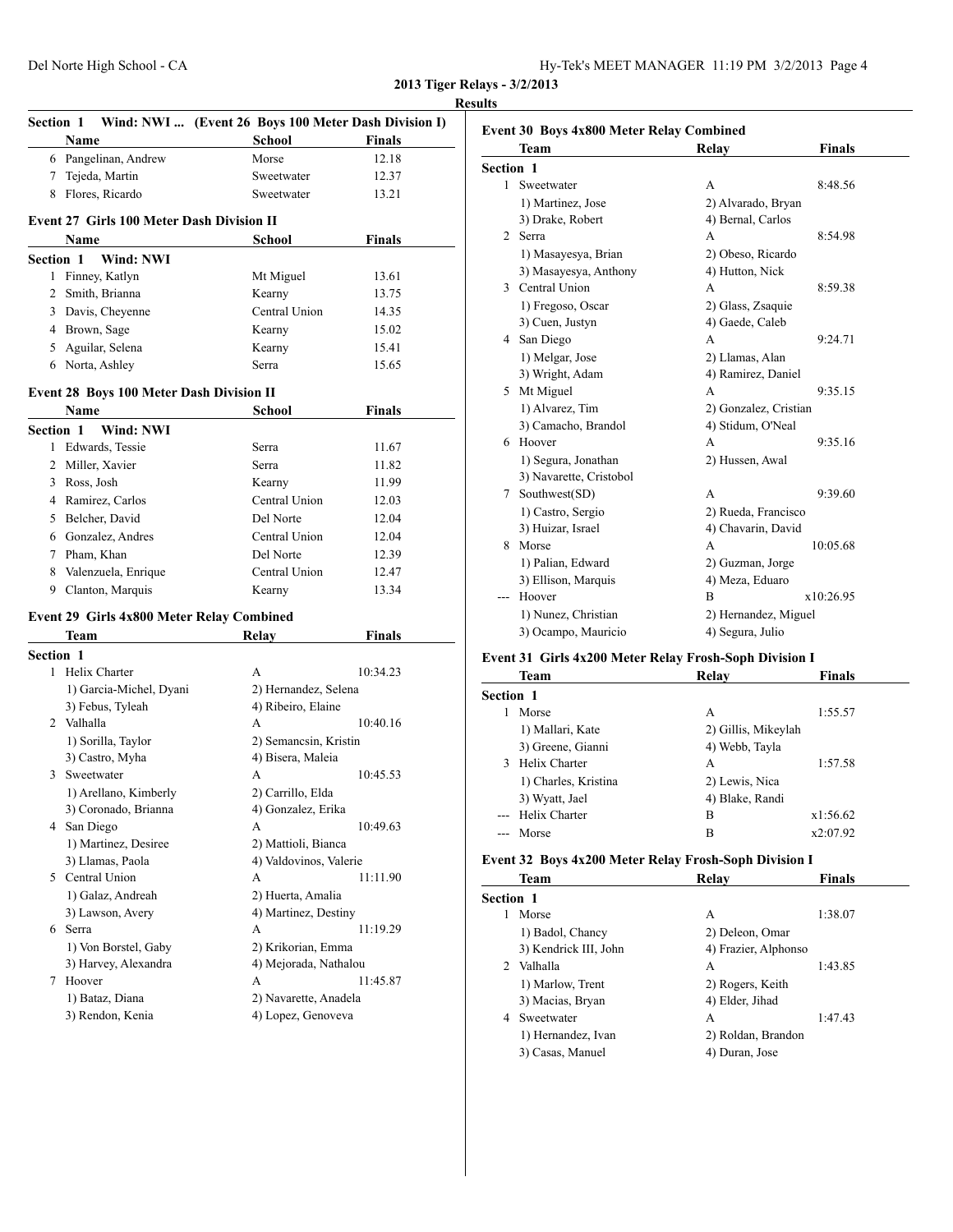**2013 Tiger Relays - 3/2/2013**

**Results**

### Section 1 Wind: NWI ... (Event 26 Boys 100 Meter Dash Division I)

| | Name | School | Finals |
|---|---|---|---|
| 6 | Pangelinan, Andrew | Morse | 12.18 |
| 7 | Tejeda, Martin | Sweetwater | 12.37 |
| 8 | Flores, Ricardo | Sweetwater | 13.21 |

### Event 27 Girls 100 Meter Dash Division II

| | Name | School | Finals |
|---|---|---|---|
| **Section 1 Wind: NWI** | | | |
| 1 | Finney, Katlyn | Mt Miguel | 13.61 |
| 2 | Smith, Brianna | Kearny | 13.75 |
| 3 | Davis, Cheyenne | Central Union | 14.35 |
| 4 | Brown, Sage | Kearny | 15.02 |
| 5 | Aguilar, Selena | Kearny | 15.41 |
| 6 | Norta, Ashley | Serra | 15.65 |

### Event 28 Boys 100 Meter Dash Division II

| | Name | School | Finals |
|---|---|---|---|
| **Section 1 Wind: NWI** | | | |
| 1 | Edwards, Tessie | Serra | 11.67 |
| 2 | Miller, Xavier | Serra | 11.82 |
| 3 | Ross, Josh | Kearny | 11.99 |
| 4 | Ramirez, Carlos | Central Union | 12.03 |
| 5 | Belcher, David | Del Norte | 12.04 |
| 6 | Gonzalez, Andres | Central Union | 12.04 |
| 7 | Pham, Khan | Del Norte | 12.39 |
| 8 | Valenzuela, Enrique | Central Union | 12.47 |
| 9 | Clanton, Marquis | Kearny | 13.34 |

### Event 29 Girls 4x800 Meter Relay Combined

| | Team | Relay | Finals |
|---|---|---|---|
| **Section 1** | | | |
| 1 | Helix Charter | A | 10:34.23 |
| | 1) Garcia-Michel, Dyani | 2) Hernandez, Selena | |
| | 3) Febus, Tyleah | 4) Ribeiro, Elaine | |
| 2 | Valhalla | A | 10:40.16 |
| | 1) Sorilla, Taylor | 2) Semancsin, Kristin | |
| | 3) Castro, Myha | 4) Bisera, Maleia | |
| 3 | Sweetwater | A | 10:45.53 |
| | 1) Arellano, Kimberly | 2) Carrillo, Elda | |
| | 3) Coronado, Brianna | 4) Gonzalez, Erika | |
| 4 | San Diego | A | 10:49.63 |
| | 1) Martinez, Desiree | 2) Mattioli, Bianca | |
| | 3) Llamas, Paola | 4) Valdovinos, Valerie | |
| 5 | Central Union | A | 11:11.90 |
| | 1) Galaz, Andreah | 2) Huerta, Amalia | |
| | 3) Lawson, Avery | 4) Martinez, Destiny | |
| 6 | Serra | A | 11:19.29 |
| | 1) Von Borstel, Gaby | 2) Krikorian, Emma | |
| | 3) Harvey, Alexandra | 4) Mejorada, Nathalou | |
| 7 | Hoover | A | 11:45.87 |
| | 1) Bataz, Diana | 2) Navarette, Anadela | |
| | 3) Rendon, Kenia | 4) Lopez, Genoveva | |

### Event 30 Boys 4x800 Meter Relay Combined

| | Team | Relay | Finals |
|---|---|---|---|
| **Section 1** | | | |
| 1 | Sweetwater | A | 8:48.56 |
| | 1) Martinez, Jose | 2) Alvarado, Bryan | |
| | 3) Drake, Robert | 4) Bernal, Carlos | |
| 2 | Serra | A | 8:54.98 |
| | 1) Masayesya, Brian | 2) Obeso, Ricardo | |
| | 3) Masayesya, Anthony | 4) Hutton, Nick | |
| 3 | Central Union | A | 8:59.38 |
| | 1) Fregoso, Oscar | 2) Glass, Zsaquie | |
| | 3) Cuen, Justyn | 4) Gaede, Caleb | |
| 4 | San Diego | A | 9:24.71 |
| | 1) Melgar, Jose | 2) Llamas, Alan | |
| | 3) Wright, Adam | 4) Ramirez, Daniel | |
| 5 | Mt Miguel | A | 9:35.15 |
| | 1) Alvarez, Tim | 2) Gonzalez, Cristian | |
| | 3) Camacho, Brandol | 4) Stidum, O'Neal | |
| 6 | Hoover | A | 9:35.16 |
| | 1) Segura, Jonathan | 2) Hussen, Awal | |
| | 3) Navarette, Cristobol | | |
| 7 | Southwest(SD) | A | 9:39.60 |
| | 1) Castro, Sergio | 2) Rueda, Francisco | |
| | 3) Huizar, Israel | 4) Chavarin, David | |
| 8 | Morse | A | 10:05.68 |
| | 1) Palian, Edward | 2) Guzman, Jorge | |
| | 3) Ellison, Marquis | 4) Meza, Eduaro | |
| --- | Hoover | B | x10:26.95 |
| | 1) Nunez, Christian | 2) Hernandez, Miguel | |
| | 3) Ocampo, Mauricio | 4) Segura, Julio | |

### Event 31 Girls 4x200 Meter Relay Frosh-Soph Division I

| | Team | Relay | Finals |
|---|---|---|---|
| **Section 1** | | | |
| 1 | Morse | A | 1:55.57 |
| | 1) Mallari, Kate | 2) Gillis, Mikeylah | |
| | 3) Greene, Gianni | 4) Webb, Tayla | |
| 3 | Helix Charter | A | 1:57.58 |
| | 1) Charles, Kristina | 2) Lewis, Nica | |
| | 3) Wyatt, Jael | 4) Blake, Randi | |
| --- | Helix Charter | B | x1:56.62 |
| --- | Morse | B | x2:07.92 |

### Event 32 Boys 4x200 Meter Relay Frosh-Soph Division I

| | Team | Relay | Finals |
|---|---|---|---|
| **Section 1** | | | |
| 1 | Morse | A | 1:38.07 |
| | 1) Badol, Chancy | 2) Deleon, Omar | |
| | 3) Kendrick III, John | 4) Frazier, Alphonso | |
| 2 | Valhalla | A | 1:43.85 |
| | 1) Marlow, Trent | 2) Rogers, Keith | |
| | 3) Macias, Bryan | 4) Elder, Jihad | |
| 4 | Sweetwater | A | 1:47.43 |
| | 1) Hernandez, Ivan | 2) Roldan, Brandon | |
| | 3) Casas, Manuel | 4) Duran, Jose | |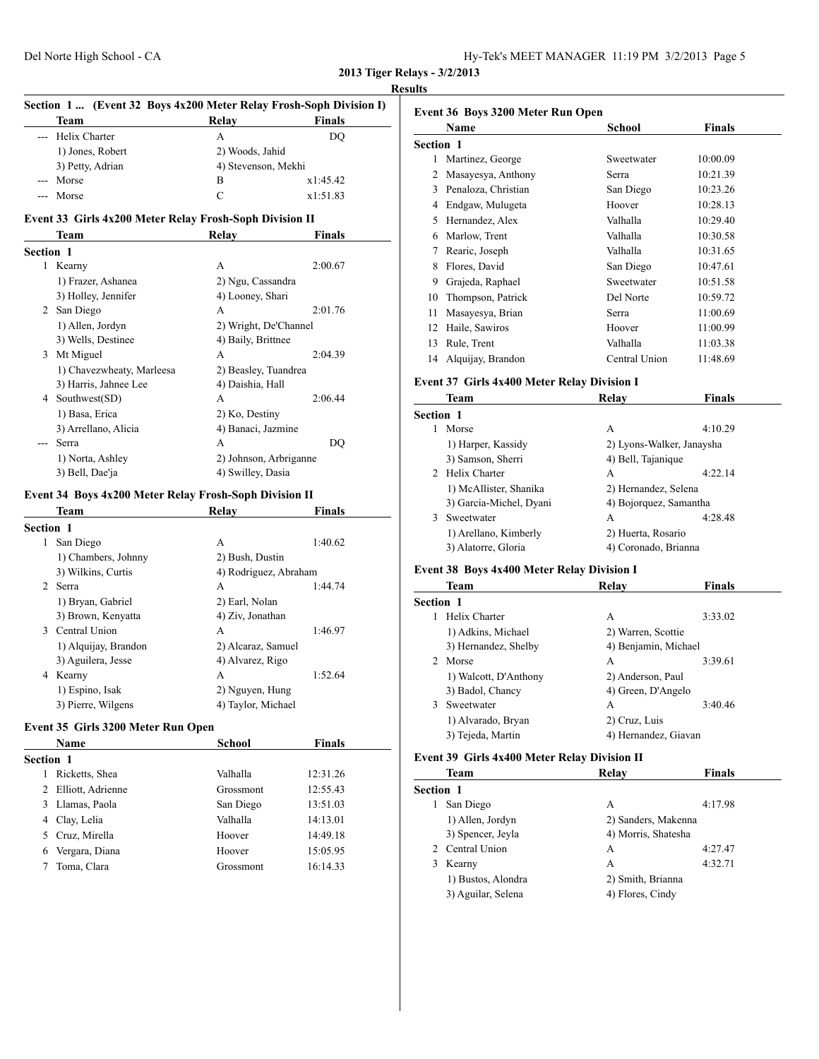**2013 Tiger Relays - 3/2/2013**

**Results**

### Section 1 ... (Event 32 Boys 4x200 Meter Relay Frosh-Soph Division I)

| | Team | Relay | Finals |
|---|---|---|---|
| --- | Helix Charter | A | DQ |
| | 1) Jones, Robert | 2) Woods, Jahid | |
| | 3) Petty, Adrian | 4) Stevenson, Mekhi | |
| --- | Morse | B | x1:45.42 |
| --- | Morse | C | x1:51.83 |

### Event 33 Girls 4x200 Meter Relay Frosh-Soph Division II

| | Team | Relay | Finals |
|---|---|---|---|
| **Section 1** | | | |
| 1 | Kearny | A | 2:00.67 |
| | 1) Frazer, Ashanea | 2) Ngu, Cassandra | |
| | 3) Holley, Jennifer | 4) Looney, Shari | |
| 2 | San Diego | A | 2:01.76 |
| | 1) Allen, Jordyn | 2) Wright, De'Channel | |
| | 3) Wells, Destinee | 4) Baily, Brittnee | |
| 3 | Mt Miguel | A | 2:04.39 |
| | 1) Chavezwheaty, Marleesa | 2) Beasley, Tuandrea | |
| | 3) Harris, Jahnee Lee | 4) Daishia, Hall | |
| 4 | Southwest(SD) | A | 2:06.44 |
| | 1) Basa, Erica | 2) Ko, Destiny | |
| | 3) Arrellano, Alicia | 4) Banaci, Jazmine | |
| --- | Serra | A | DQ |
| | 1) Norta, Ashley | 2) Johnson, Arbriganne | |
| | 3) Bell, Dae'ja | 4) Swilley, Dasia | |

### Event 34 Boys 4x200 Meter Relay Frosh-Soph Division II

| | Team | Relay | Finals |
|---|---|---|---|
| **Section 1** | | | |
| 1 | San Diego | A | 1:40.62 |
| | 1) Chambers, Johnny | 2) Bush, Dustin | |
| | 3) Wilkins, Curtis | 4) Rodriguez, Abraham | |
| 2 | Serra | A | 1:44.74 |
| | 1) Bryan, Gabriel | 2) Earl, Nolan | |
| | 3) Brown, Kenyatta | 4) Ziv, Jonathan | |
| 3 | Central Union | A | 1:46.97 |
| | 1) Alquijay, Brandon | 2) Alcaraz, Samuel | |
| | 3) Aguilera, Jesse | 4) Alvarez, Rigo | |
| 4 | Kearny | A | 1:52.64 |
| | 1) Espino, Isak | 2) Nguyen, Hung | |
| | 3) Pierre, Wilgens | 4) Taylor, Michael | |

### Event 35 Girls 3200 Meter Run Open

| | Name | School | Finals |
|---|---|---|---|
| **Section 1** | | | |
| 1 | Ricketts, Shea | Valhalla | 12:31.26 |
| 2 | Elliott, Adrienne | Grossmont | 12:55.43 |
| 3 | Llamas, Paola | San Diego | 13:51.03 |
| 4 | Clay, Lelia | Valhalla | 14:13.01 |
| 5 | Cruz, Mirella | Hoover | 14:49.18 |
| 6 | Vergara, Diana | Hoover | 15:05.95 |
| 7 | Toma, Clara | Grossmont | 16:14.33 |

### Event 36 Boys 3200 Meter Run Open

| | Name | School | Finals |
|---|---|---|---|
| **Section 1** | | | |
| 1 | Martinez, George | Sweetwater | 10:00.09 |
| 2 | Masayesya, Anthony | Serra | 10:21.39 |
| 3 | Penaloza, Christian | San Diego | 10:23.26 |
| 4 | Endgaw, Mulugeta | Hoover | 10:28.13 |
| 5 | Hernandez, Alex | Valhalla | 10:29.40 |
| 6 | Marlow, Trent | Valhalla | 10:30.58 |
| 7 | Rearic, Joseph | Valhalla | 10:31.65 |
| 8 | Flores, David | San Diego | 10:47.61 |
| 9 | Grajeda, Raphael | Sweetwater | 10:51.58 |
| 10 | Thompson, Patrick | Del Norte | 10:59.72 |
| 11 | Masayesya, Brian | Serra | 11:00.69 |
| 12 | Haile, Sawiros | Hoover | 11:00.99 |
| 13 | Rule, Trent | Valhalla | 11:03.38 |
| 14 | Alquijay, Brandon | Central Union | 11:48.69 |

### Event 37 Girls 4x400 Meter Relay Division I

| | Team | Relay | Finals |
|---|---|---|---|
| **Section 1** | | | |
| 1 | Morse | A | 4:10.29 |
| | 1) Harper, Kassidy | 2) Lyons-Walker, Janaysha | |
| | 3) Samson, Sherri | 4) Bell, Tajanique | |
| 2 | Helix Charter | A | 4:22.14 |
| | 1) McAllister, Shanika | 2) Hernandez, Selena | |
| | 3) Garcia-Michel, Dyani | 4) Bojorquez, Samantha | |
| 3 | Sweetwater | A | 4:28.48 |
| | 1) Arellano, Kimberly | 2) Huerta, Rosario | |
| | 3) Alatorre, Gloria | 4) Coronado, Brianna | |

### Event 38 Boys 4x400 Meter Relay Division I

| | Team | Relay | Finals |
|---|---|---|---|
| **Section 1** | | | |
| 1 | Helix Charter | A | 3:33.02 |
| | 1) Adkins, Michael | 2) Warren, Scottie | |
| | 3) Hernandez, Shelby | 4) Benjamin, Michael | |
| 2 | Morse | A | 3:39.61 |
| | 1) Walcott, D'Anthony | 2) Anderson, Paul | |
| | 3) Badol, Chancy | 4) Green, D'Angelo | |
| 3 | Sweetwater | A | 3:40.46 |
| | 1) Alvarado, Bryan | 2) Cruz, Luis | |
| | 3) Tejeda, Martin | 4) Hernandez, Giavan | |

### Event 39 Girls 4x400 Meter Relay Division II

| | Team | Relay | Finals |
|---|---|---|---|
| **Section 1** | | | |
| 1 | San Diego | A | 4:17.98 |
| | 1) Allen, Jordyn | 2) Sanders, Makenna | |
| | 3) Spencer, Jeyla | 4) Morris, Shatesha | |
| 2 | Central Union | A | 4:27.47 |
| 3 | Kearny | A | 4:32.71 |
| | 1) Bustos, Alondra | 2) Smith, Brianna | |
| | 3) Aguilar, Selena | 4) Flores, Cindy | |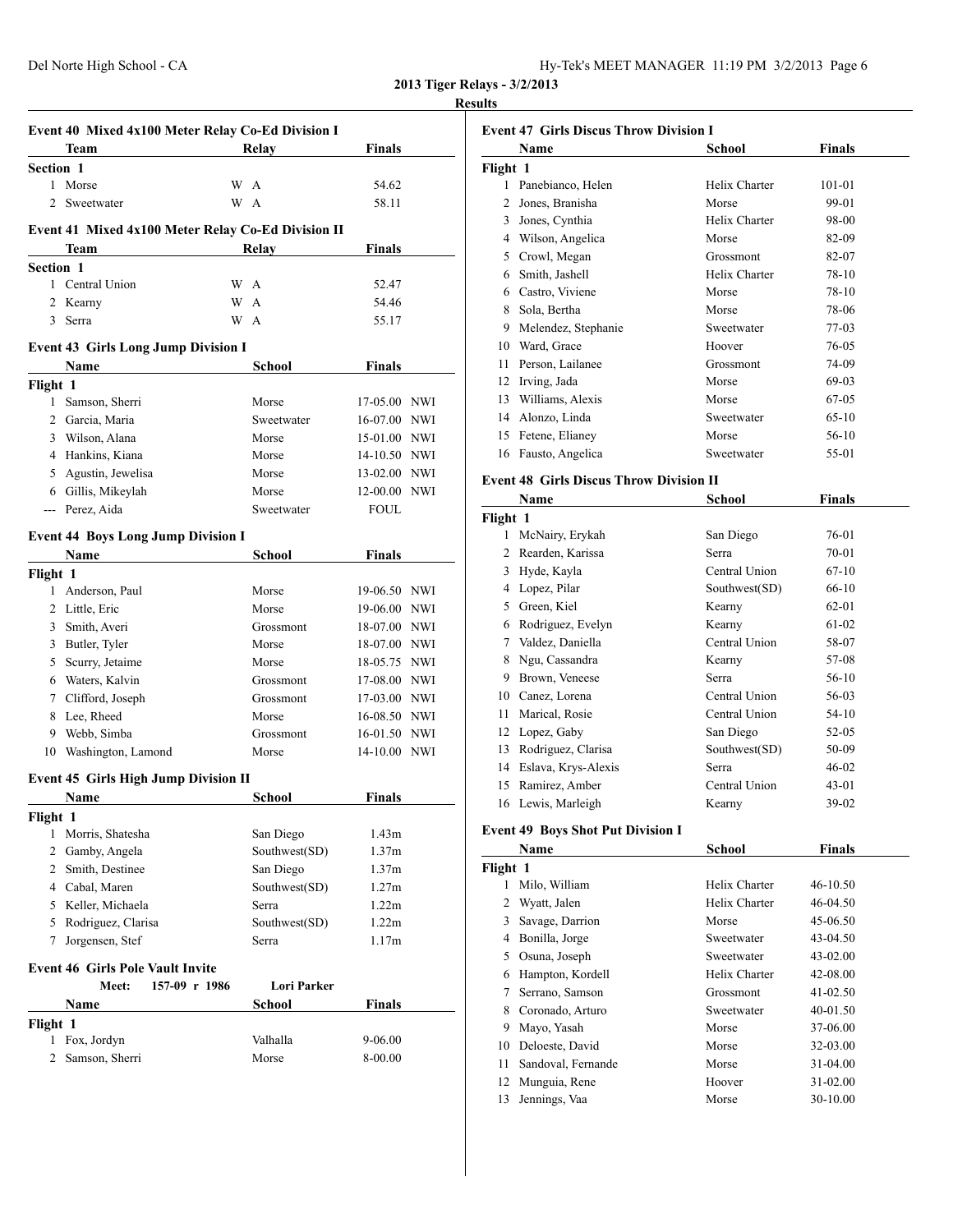**2013 Tiger Relays - 3/2/2013**

**Results**

### Event 40 Mixed 4x100 Meter Relay Co-Ed Division I

| | Team | Relay | Finals |
|---|---|---|---|
| **Section 1** | | | |
| 1 | Morse | W A | 54.62 |
| 2 | Sweetwater | W A | 58.11 |

### Event 41 Mixed 4x100 Meter Relay Co-Ed Division II

| | Team | Relay | Finals |
|---|---|---|---|
| **Section 1** | | | |
| 1 | Central Union | W A | 52.47 |
| 2 | Kearny | W A | 54.46 |
| 3 | Serra | W A | 55.17 |

### Event 43 Girls Long Jump Division I

| | Name | School | Finals | |
|---|---|---|---|---|
| **Flight 1** | | | | |
| 1 | Samson, Sherri | Morse | 17-05.00 | NWI |
| 2 | Garcia, Maria | Sweetwater | 16-07.00 | NWI |
| 3 | Wilson, Alana | Morse | 15-01.00 | NWI |
| 4 | Hankins, Kiana | Morse | 14-10.50 | NWI |
| 5 | Agustin, Jewelisa | Morse | 13-02.00 | NWI |
| 6 | Gillis, Mikeylah | Morse | 12-00.00 | NWI |
| --- | Perez, Aida | Sweetwater | FOUL | |

### Event 44 Boys Long Jump Division I

| | Name | School | Finals | |
|---|---|---|---|---|
| **Flight 1** | | | | |
| 1 | Anderson, Paul | Morse | 19-06.50 | NWI |
| 2 | Little, Eric | Morse | 19-06.00 | NWI |
| 3 | Smith, Averi | Grossmont | 18-07.00 | NWI |
| 3 | Butler, Tyler | Morse | 18-07.00 | NWI |
| 5 | Scurry, Jetaime | Morse | 18-05.75 | NWI |
| 6 | Waters, Kalvin | Grossmont | 17-08.00 | NWI |
| 7 | Clifford, Joseph | Grossmont | 17-03.00 | NWI |
| 8 | Lee, Rheed | Morse | 16-08.50 | NWI |
| 9 | Webb, Simba | Grossmont | 16-01.50 | NWI |
| 10 | Washington, Lamond | Morse | 14-10.00 | NWI |

### Event 45 Girls High Jump Division II

| | Name | School | Finals |
|---|---|---|---|
| **Flight 1** | | | |
| 1 | Morris, Shatesha | San Diego | 1.43m |
| 2 | Gamby, Angela | Southwest(SD) | 1.37m |
| 2 | Smith, Destinee | San Diego | 1.37m |
| 4 | Cabal, Maren | Southwest(SD) | 1.27m |
| 5 | Keller, Michaela | Serra | 1.22m |
| 5 | Rodriguez, Clarisa | Southwest(SD) | 1.22m |
| 7 | Jorgensen, Stef | Serra | 1.17m |

### Event 46 Girls Pole Vault Invite

| | Meet: 157-09 r 1986 | Lori Parker | |
|---|---|---|---|
| | **Name** | **School** | **Finals** |
| **Flight 1** | | | |
| 1 | Fox, Jordyn | Valhalla | 9-06.00 |
| 2 | Samson, Sherri | Morse | 8-00.00 |

### Event 47 Girls Discus Throw Division I

| | Name | School | Finals |
|---|---|---|---|
| **Flight 1** | | | |
| 1 | Panebianco, Helen | Helix Charter | 101-01 |
| 2 | Jones, Branisha | Morse | 99-01 |
| 3 | Jones, Cynthia | Helix Charter | 98-00 |
| 4 | Wilson, Angelica | Morse | 82-09 |
| 5 | Crowl, Megan | Grossmont | 82-07 |
| 6 | Smith, Jashell | Helix Charter | 78-10 |
| 6 | Castro, Viviene | Morse | 78-10 |
| 8 | Sola, Bertha | Morse | 78-06 |
| 9 | Melendez, Stephanie | Sweetwater | 77-03 |
| 10 | Ward, Grace | Hoover | 76-05 |
| 11 | Person, Lailanee | Grossmont | 74-09 |
| 12 | Irving, Jada | Morse | 69-03 |
| 13 | Williams, Alexis | Morse | 67-05 |
| 14 | Alonzo, Linda | Sweetwater | 65-10 |
| 15 | Fetene, Elianey | Morse | 56-10 |
| 16 | Fausto, Angelica | Sweetwater | 55-01 |

### Event 48 Girls Discus Throw Division II

| | Name | School | Finals |
|---|---|---|---|
| **Flight 1** | | | |
| 1 | McNairy, Erykah | San Diego | 76-01 |
| 2 | Rearden, Karissa | Serra | 70-01 |
| 3 | Hyde, Kayla | Central Union | 67-10 |
| 4 | Lopez, Pilar | Southwest(SD) | 66-10 |
| 5 | Green, Kiel | Kearny | 62-01 |
| 6 | Rodriguez, Evelyn | Kearny | 61-02 |
| 7 | Valdez, Daniella | Central Union | 58-07 |
| 8 | Ngu, Cassandra | Kearny | 57-08 |
| 9 | Brown, Veneese | Serra | 56-10 |
| 10 | Canez, Lorena | Central Union | 56-03 |
| 11 | Marical, Rosie | Central Union | 54-10 |
| 12 | Lopez, Gaby | San Diego | 52-05 |
| 13 | Rodriguez, Clarisa | Southwest(SD) | 50-09 |
| 14 | Eslava, Krys-Alexis | Serra | 46-02 |
| 15 | Ramirez, Amber | Central Union | 43-01 |
| 16 | Lewis, Marleigh | Kearny | 39-02 |

### Event 49 Boys Shot Put Division I

| | Name | School | Finals |
|---|---|---|---|
| **Flight 1** | | | |
| 1 | Milo, William | Helix Charter | 46-10.50 |
| 2 | Wyatt, Jalen | Helix Charter | 46-04.50 |
| 3 | Savage, Darrion | Morse | 45-06.50 |
| 4 | Bonilla, Jorge | Sweetwater | 43-04.50 |
| 5 | Osuna, Joseph | Sweetwater | 43-02.00 |
| 6 | Hampton, Kordell | Helix Charter | 42-08.00 |
| 7 | Serrano, Samson | Grossmont | 41-02.50 |
| 8 | Coronado, Arturo | Sweetwater | 40-01.50 |
| 9 | Mayo, Yasah | Morse | 37-06.00 |
| 10 | Deloeste, David | Morse | 32-03.00 |
| 11 | Sandoval, Fernande | Morse | 31-04.00 |
| 12 | Munguia, Rene | Hoover | 31-02.00 |
| 13 | Jennings, Vaa | Morse | 30-10.00 |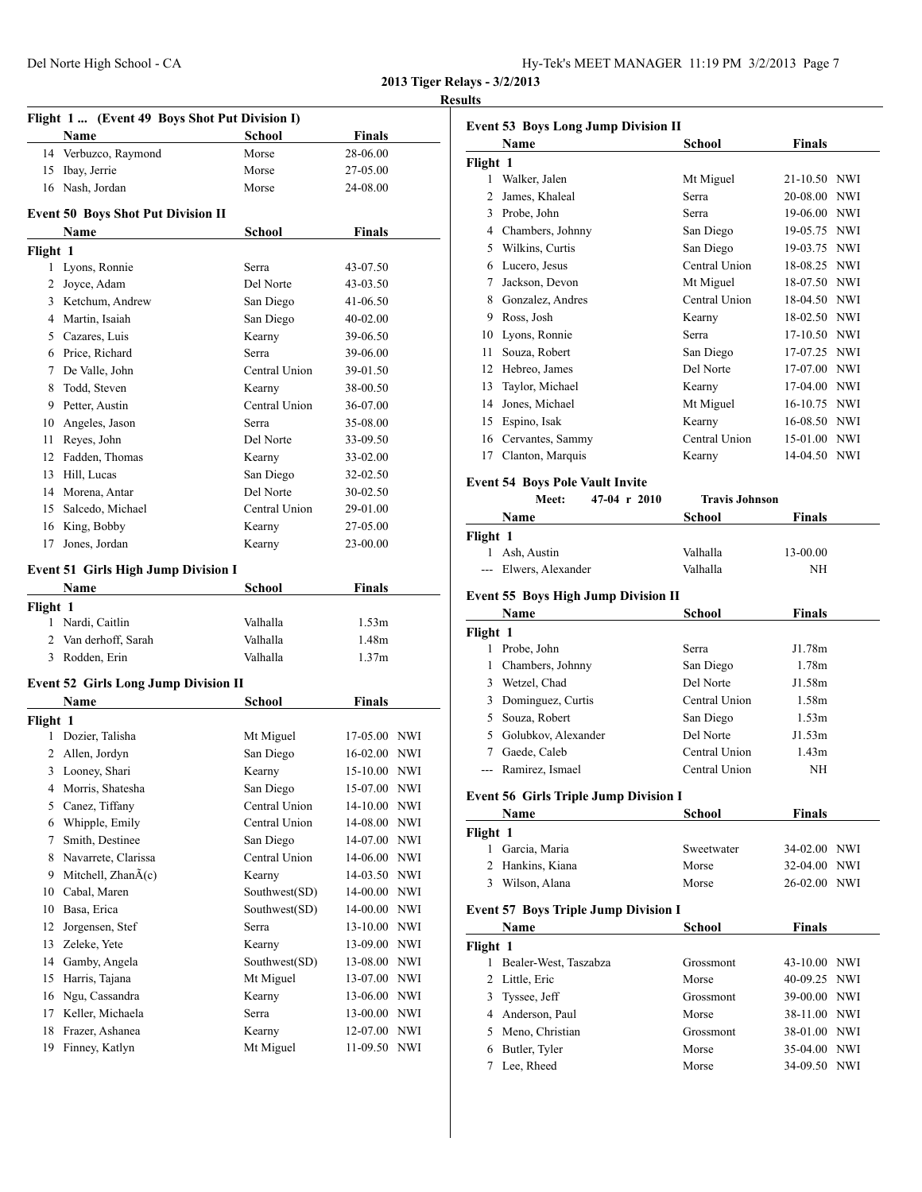**2013 Tiger Relays - 3/2/2013**

**Results**

### Flight 1 ... (Event 49 Boys Shot Put Division I)

| | Name | School | Finals |
|---|---|---|---|
| 14 | Verbuzco, Raymond | Morse | 28-06.00 |
| 15 | Ibay, Jerrie | Morse | 27-05.00 |
| 16 | Nash, Jordan | Morse | 24-08.00 |

### Event 50 Boys Shot Put Division II

| | Name | School | Finals |
|---|---|---|---|
| **Flight 1** | | | |
| 1 | Lyons, Ronnie | Serra | 43-07.50 |
| 2 | Joyce, Adam | Del Norte | 43-03.50 |
| 3 | Ketchum, Andrew | San Diego | 41-06.50 |
| 4 | Martin, Isaiah | San Diego | 40-02.00 |
| 5 | Cazares, Luis | Kearny | 39-06.50 |
| 6 | Price, Richard | Serra | 39-06.00 |
| 7 | De Valle, John | Central Union | 39-01.50 |
| 8 | Todd, Steven | Kearny | 38-00.50 |
| 9 | Petter, Austin | Central Union | 36-07.00 |
| 10 | Angeles, Jason | Serra | 35-08.00 |
| 11 | Reyes, John | Del Norte | 33-09.50 |
| 12 | Fadden, Thomas | Kearny | 33-02.00 |
| 13 | Hill, Lucas | San Diego | 32-02.50 |
| 14 | Morena, Antar | Del Norte | 30-02.50 |
| 15 | Salcedo, Michael | Central Union | 29-01.00 |
| 16 | King, Bobby | Kearny | 27-05.00 |
| 17 | Jones, Jordan | Kearny | 23-00.00 |

### Event 51 Girls High Jump Division I

| | Name | School | Finals |
|---|---|---|---|
| **Flight 1** | | | |
| 1 | Nardi, Caitlin | Valhalla | 1.53m |
| 2 | Van derhoff, Sarah | Valhalla | 1.48m |
| 3 | Rodden, Erin | Valhalla | 1.37m |

### Event 52 Girls Long Jump Division II

| | Name | School | Finals | |
|---|---|---|---|---|
| **Flight 1** | | | | |
| 1 | Dozier, Talisha | Mt Miguel | 17-05.00 | NWI |
| 2 | Allen, Jordyn | San Diego | 16-02.00 | NWI |
| 3 | Looney, Shari | Kearny | 15-10.00 | NWI |
| 4 | Morris, Shatesha | San Diego | 15-07.00 | NWI |
| 5 | Canez, Tiffany | Central Union | 14-10.00 | NWI |
| 6 | Whipple, Emily | Central Union | 14-08.00 | NWI |
| 7 | Smith, Destinee | San Diego | 14-07.00 | NWI |
| 8 | Navarrete, Clarissa | Central Union | 14-06.00 | NWI |
| 9 | Mitchell, ZhanÃ(c) | Kearny | 14-03.50 | NWI |
| 10 | Cabal, Maren | Southwest(SD) | 14-00.00 | NWI |
| 10 | Basa, Erica | Southwest(SD) | 14-00.00 | NWI |
| 12 | Jorgensen, Stef | Serra | 13-10.00 | NWI |
| 13 | Zeleke, Yete | Kearny | 13-09.00 | NWI |
| 14 | Gamby, Angela | Southwest(SD) | 13-08.00 | NWI |
| 15 | Harris, Tajana | Mt Miguel | 13-07.00 | NWI |
| 16 | Ngu, Cassandra | Kearny | 13-06.00 | NWI |
| 17 | Keller, Michaela | Serra | 13-00.00 | NWI |
| 18 | Frazer, Ashanea | Kearny | 12-07.00 | NWI |
| 19 | Finney, Katlyn | Mt Miguel | 11-09.50 | NWI |

### Event 53 Boys Long Jump Division II

| | Name | School | Finals | |
|---|---|---|---|---|
| **Flight 1** | | | | |
| 1 | Walker, Jalen | Mt Miguel | 21-10.50 | NWI |
| 2 | James, Khaleal | Serra | 20-08.00 | NWI |
| 3 | Probe, John | Serra | 19-06.00 | NWI |
| 4 | Chambers, Johnny | San Diego | 19-05.75 | NWI |
| 5 | Wilkins, Curtis | San Diego | 19-03.75 | NWI |
| 6 | Lucero, Jesus | Central Union | 18-08.25 | NWI |
| 7 | Jackson, Devon | Mt Miguel | 18-07.50 | NWI |
| 8 | Gonzalez, Andres | Central Union | 18-04.50 | NWI |
| 9 | Ross, Josh | Kearny | 18-02.50 | NWI |
| 10 | Lyons, Ronnie | Serra | 17-10.50 | NWI |
| 11 | Souza, Robert | San Diego | 17-07.25 | NWI |
| 12 | Hebreo, James | Del Norte | 17-07.00 | NWI |
| 13 | Taylor, Michael | Kearny | 17-04.00 | NWI |
| 14 | Jones, Michael | Mt Miguel | 16-10.75 | NWI |
| 15 | Espino, Isak | Kearny | 16-08.50 | NWI |
| 16 | Cervantes, Sammy | Central Union | 15-01.00 | NWI |
| 17 | Clanton, Marquis | Kearny | 14-04.50 | NWI |

### Event 54 Boys Pole Vault Invite

Meet: 47-04 r 2010 Travis Johnson

| | Name | School | Finals |
|---|---|---|---|
| **Flight 1** | | | |
| 1 | Ash, Austin | Valhalla | 13-00.00 |
| --- | Elwers, Alexander | Valhalla | NH |

### Event 55 Boys High Jump Division II

| | Name | School | Finals |
|---|---|---|---|
| **Flight 1** | | | |
| 1 | Probe, John | Serra | J1.78m |
| 1 | Chambers, Johnny | San Diego | 1.78m |
| 3 | Wetzel, Chad | Del Norte | J1.58m |
| 3 | Dominguez, Curtis | Central Union | 1.58m |
| 5 | Souza, Robert | San Diego | 1.53m |
| 5 | Golubkov, Alexander | Del Norte | J1.53m |
| 7 | Gaede, Caleb | Central Union | 1.43m |
| --- | Ramirez, Ismael | Central Union | NH |

### Event 56 Girls Triple Jump Division I

| | Name | School | Finals | |
|---|---|---|---|---|
| **Flight 1** | | | | |
| 1 | Garcia, Maria | Sweetwater | 34-02.00 | NWI |
| 2 | Hankins, Kiana | Morse | 32-04.00 | NWI |
| 3 | Wilson, Alana | Morse | 26-02.00 | NWI |

### Event 57 Boys Triple Jump Division I

| | Name | School | Finals | |
|---|---|---|---|---|
| **Flight 1** | | | | |
| 1 | Bealer-West, Taszabza | Grossmont | 43-10.00 | NWI |
| 2 | Little, Eric | Morse | 40-09.25 | NWI |
| 3 | Tyssee, Jeff | Grossmont | 39-00.00 | NWI |
| 4 | Anderson, Paul | Morse | 38-11.00 | NWI |
| 5 | Meno, Christian | Grossmont | 38-01.00 | NWI |
| 6 | Butler, Tyler | Morse | 35-04.00 | NWI |
| 7 | Lee, Rheed | Morse | 34-09.50 | NWI |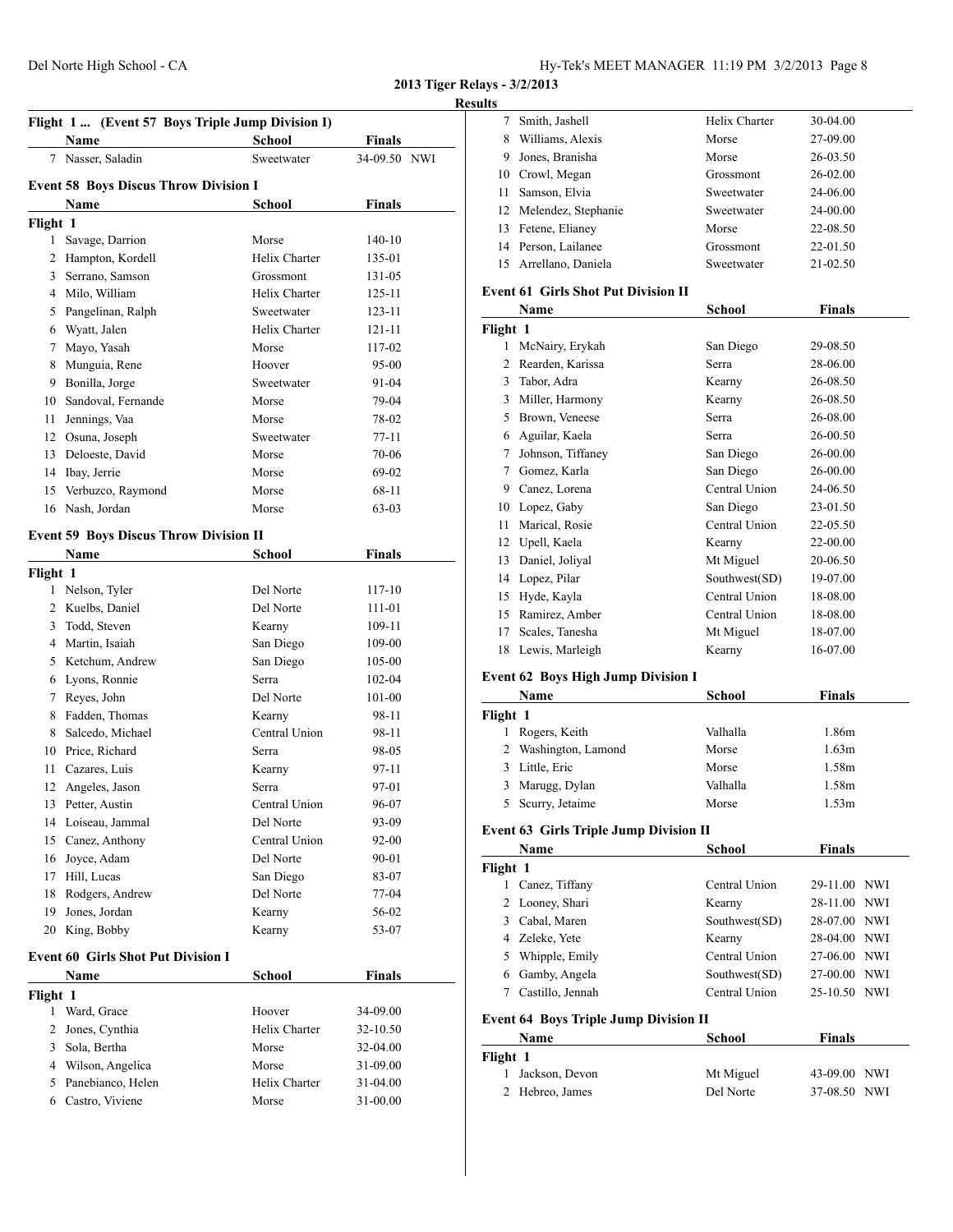## 2013 Tiger Relays - 3/2/2013

### Results

### Flight 1 ... (Event 57 Boys Triple Jump Division I)

| | Name | School | Finals | |
|---|---|---|---|---|
| 7 | Nasser, Saladin | Sweetwater | 34-09.50 | NWI |

### Event 58 Boys Discus Throw Division I

| | Name | School | Finals |
|---|---|---|---|
| **Flight 1** | | | |
| 1 | Savage, Darrion | Morse | 140-10 |
| 2 | Hampton, Kordell | Helix Charter | 135-01 |
| 3 | Serrano, Samson | Grossmont | 131-05 |
| 4 | Milo, William | Helix Charter | 125-11 |
| 5 | Pangelinan, Ralph | Sweetwater | 123-11 |
| 6 | Wyatt, Jalen | Helix Charter | 121-11 |
| 7 | Mayo, Yasah | Morse | 117-02 |
| 8 | Munguia, Rene | Hoover | 95-00 |
| 9 | Bonilla, Jorge | Sweetwater | 91-04 |
| 10 | Sandoval, Fernande | Morse | 79-04 |
| 11 | Jennings, Vaa | Morse | 78-02 |
| 12 | Osuna, Joseph | Sweetwater | 77-11 |
| 13 | Deloeste, David | Morse | 70-06 |
| 14 | Ibay, Jerrie | Morse | 69-02 |
| 15 | Verbuzco, Raymond | Morse | 68-11 |
| 16 | Nash, Jordan | Morse | 63-03 |

### Event 59 Boys Discus Throw Division II

| | Name | School | Finals |
|---|---|---|---|
| **Flight 1** | | | |
| 1 | Nelson, Tyler | Del Norte | 117-10 |
| 2 | Kuelbs, Daniel | Del Norte | 111-01 |
| 3 | Todd, Steven | Kearny | 109-11 |
| 4 | Martin, Isaiah | San Diego | 109-00 |
| 5 | Ketchum, Andrew | San Diego | 105-00 |
| 6 | Lyons, Ronnie | Serra | 102-04 |
| 7 | Reyes, John | Del Norte | 101-00 |
| 8 | Fadden, Thomas | Kearny | 98-11 |
| 8 | Salcedo, Michael | Central Union | 98-11 |
| 10 | Price, Richard | Serra | 98-05 |
| 11 | Cazares, Luis | Kearny | 97-11 |
| 12 | Angeles, Jason | Serra | 97-01 |
| 13 | Petter, Austin | Central Union | 96-07 |
| 14 | Loiseau, Jammal | Del Norte | 93-09 |
| 15 | Canez, Anthony | Central Union | 92-00 |
| 16 | Joyce, Adam | Del Norte | 90-01 |
| 17 | Hill, Lucas | San Diego | 83-07 |
| 18 | Rodgers, Andrew | Del Norte | 77-04 |
| 19 | Jones, Jordan | Kearny | 56-02 |
| 20 | King, Bobby | Kearny | 53-07 |

### Event 60 Girls Shot Put Division I

| | Name | School | Finals |
|---|---|---|---|
| **Flight 1** | | | |
| 1 | Ward, Grace | Hoover | 34-09.00 |
| 2 | Jones, Cynthia | Helix Charter | 32-10.50 |
| 3 | Sola, Bertha | Morse | 32-04.00 |
| 4 | Wilson, Angelica | Morse | 31-09.00 |
| 5 | Panebianco, Helen | Helix Charter | 31-04.00 |
| 6 | Castro, Viviene | Morse | 31-00.00 |
| 7 | Smith, Jashell | Helix Charter | 30-04.00 |
| 8 | Williams, Alexis | Morse | 27-09.00 |
| 9 | Jones, Branisha | Morse | 26-03.50 |
| 10 | Crowl, Megan | Grossmont | 26-02.00 |
| 11 | Samson, Elvia | Sweetwater | 24-06.00 |
| 12 | Melendez, Stephanie | Sweetwater | 24-00.00 |
| 13 | Fetene, Elianey | Morse | 22-08.50 |
| 14 | Person, Lailanee | Grossmont | 22-01.50 |
| 15 | Arrellano, Daniela | Sweetwater | 21-02.50 |

### Event 61 Girls Shot Put Division II

| | Name | School | Finals |
|---|---|---|---|
| **Flight 1** | | | |
| 1 | McNairy, Erykah | San Diego | 29-08.50 |
| 2 | Rearden, Karissa | Serra | 28-06.00 |
| 3 | Tabor, Adra | Kearny | 26-08.50 |
| 3 | Miller, Harmony | Kearny | 26-08.50 |
| 5 | Brown, Veneese | Serra | 26-08.00 |
| 6 | Aguilar, Kaela | Serra | 26-00.50 |
| 7 | Johnson, Tiffaney | San Diego | 26-00.00 |
| 7 | Gomez, Karla | San Diego | 26-00.00 |
| 9 | Canez, Lorena | Central Union | 24-06.50 |
| 10 | Lopez, Gaby | San Diego | 23-01.50 |
| 11 | Marical, Rosie | Central Union | 22-05.50 |
| 12 | Upell, Kaela | Kearny | 22-00.00 |
| 13 | Daniel, Joliyal | Mt Miguel | 20-06.50 |
| 14 | Lopez, Pilar | Southwest(SD) | 19-07.00 |
| 15 | Hyde, Kayla | Central Union | 18-08.00 |
| 15 | Ramirez, Amber | Central Union | 18-08.00 |
| 17 | Scales, Tanesha | Mt Miguel | 18-07.00 |
| 18 | Lewis, Marleigh | Kearny | 16-07.00 |

### Event 62 Boys High Jump Division I

| | Name | School | Finals |
|---|---|---|---|
| **Flight 1** | | | |
| 1 | Rogers, Keith | Valhalla | 1.86m |
| 2 | Washington, Lamond | Morse | 1.63m |
| 3 | Little, Eric | Morse | 1.58m |
| 3 | Marugg, Dylan | Valhalla | 1.58m |
| 5 | Scurry, Jetaime | Morse | 1.53m |

### Event 63 Girls Triple Jump Division II

| | Name | School | Finals | |
|---|---|---|---|---|
| **Flight 1** | | | | |
| 1 | Canez, Tiffany | Central Union | 29-11.00 | NWI |
| 2 | Looney, Shari | Kearny | 28-11.00 | NWI |
| 3 | Cabal, Maren | Southwest(SD) | 28-07.00 | NWI |
| 4 | Zeleke, Yete | Kearny | 28-04.00 | NWI |
| 5 | Whipple, Emily | Central Union | 27-06.00 | NWI |
| 6 | Gamby, Angela | Southwest(SD) | 27-00.00 | NWI |
| 7 | Castillo, Jennah | Central Union | 25-10.50 | NWI |

### Event 64 Boys Triple Jump Division II

| | Name | School | Finals | |
|---|---|---|---|---|
| **Flight 1** | | | | |
| 1 | Jackson, Devon | Mt Miguel | 43-09.00 | NWI |
| 2 | Hebreo, James | Del Norte | 37-08.50 | NWI |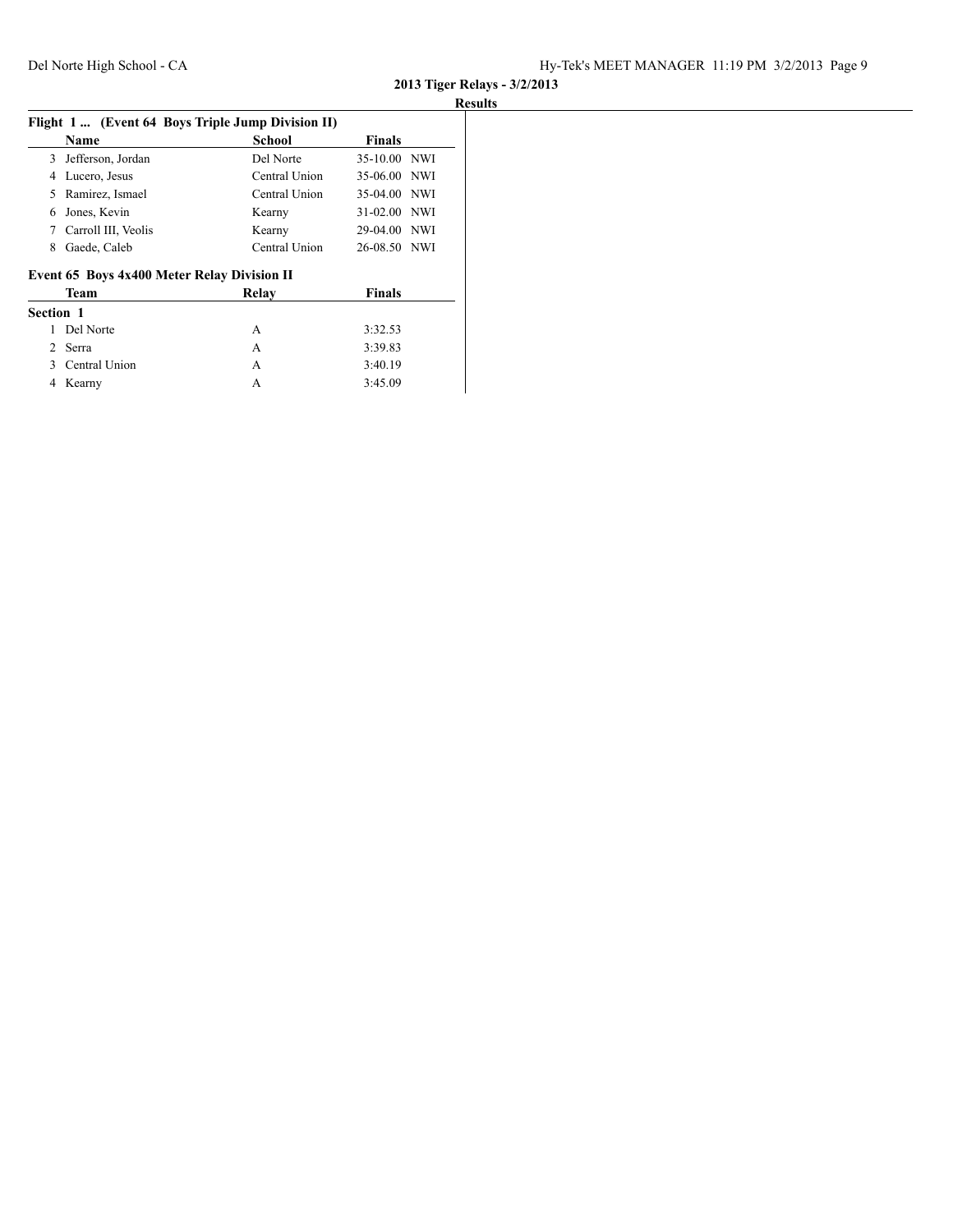**2013 Tiger Relays - 3/2/2013**

**Results**

### Flight 1 ... (Event 64 Boys Triple Jump Division II)

| | Name | School | Finals | |
|---|---|---|---|---|
| 3 | Jefferson, Jordan | Del Norte | 35-10.00 | NWI |
| 4 | Lucero, Jesus | Central Union | 35-06.00 | NWI |
| 5 | Ramirez, Ismael | Central Union | 35-04.00 | NWI |
| 6 | Jones, Kevin | Kearny | 31-02.00 | NWI |
| 7 | Carroll III, Veolis | Kearny | 29-04.00 | NWI |
| 8 | Gaede, Caleb | Central Union | 26-08.50 | NWI |

### Event 65 Boys 4x400 Meter Relay Division II

| | Team | Relay | Finals |
|---|---|---|---|
| **Section 1** | | | |
| 1 | Del Norte | A | 3:32.53 |
| 2 | Serra | A | 3:39.83 |
| 3 | Central Union | A | 3:40.19 |
| 4 | Kearny | A | 3:45.09 |